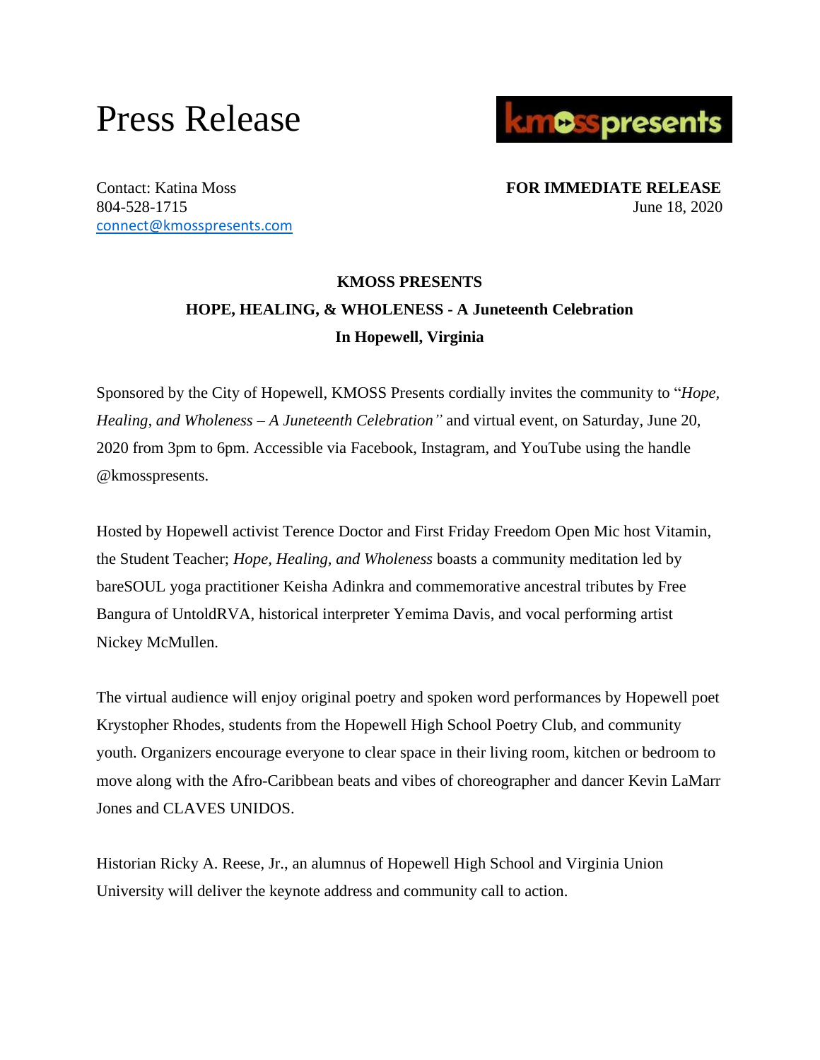# Press Release

kmosspresents

Contact: Katina Moss
804-528-1715
connect@kmosspresents.com

**FOR IMMEDIATE RELEASE**
June 18, 2020

**KMOSS PRESENTS**

**HOPE, HEALING, & WHOLENESS - A Juneteenth Celebration**

**In Hopewell, Virginia**

Sponsored by the City of Hopewell, KMOSS Presents cordially invites the community to "*Hope, Healing, and Wholeness – A Juneteenth Celebration"* and virtual event, on Saturday, June 20, 2020 from 3pm to 6pm. Accessible via Facebook, Instagram, and YouTube using the handle @kmosspresents.

Hosted by Hopewell activist Terence Doctor and First Friday Freedom Open Mic host Vitamin, the Student Teacher; *Hope, Healing, and Wholeness* boasts a community meditation led by bareSOUL yoga practitioner Keisha Adinkra and commemorative ancestral tributes by Free Bangura of UntoldRVA, historical interpreter Yemima Davis, and vocal performing artist Nickey McMullen.

The virtual audience will enjoy original poetry and spoken word performances by Hopewell poet Krystopher Rhodes, students from the Hopewell High School Poetry Club, and community youth. Organizers encourage everyone to clear space in their living room, kitchen or bedroom to move along with the Afro-Caribbean beats and vibes of choreographer and dancer Kevin LaMarr Jones and CLAVES UNIDOS.

Historian Ricky A. Reese, Jr., an alumnus of Hopewell High School and Virginia Union University will deliver the keynote address and community call to action.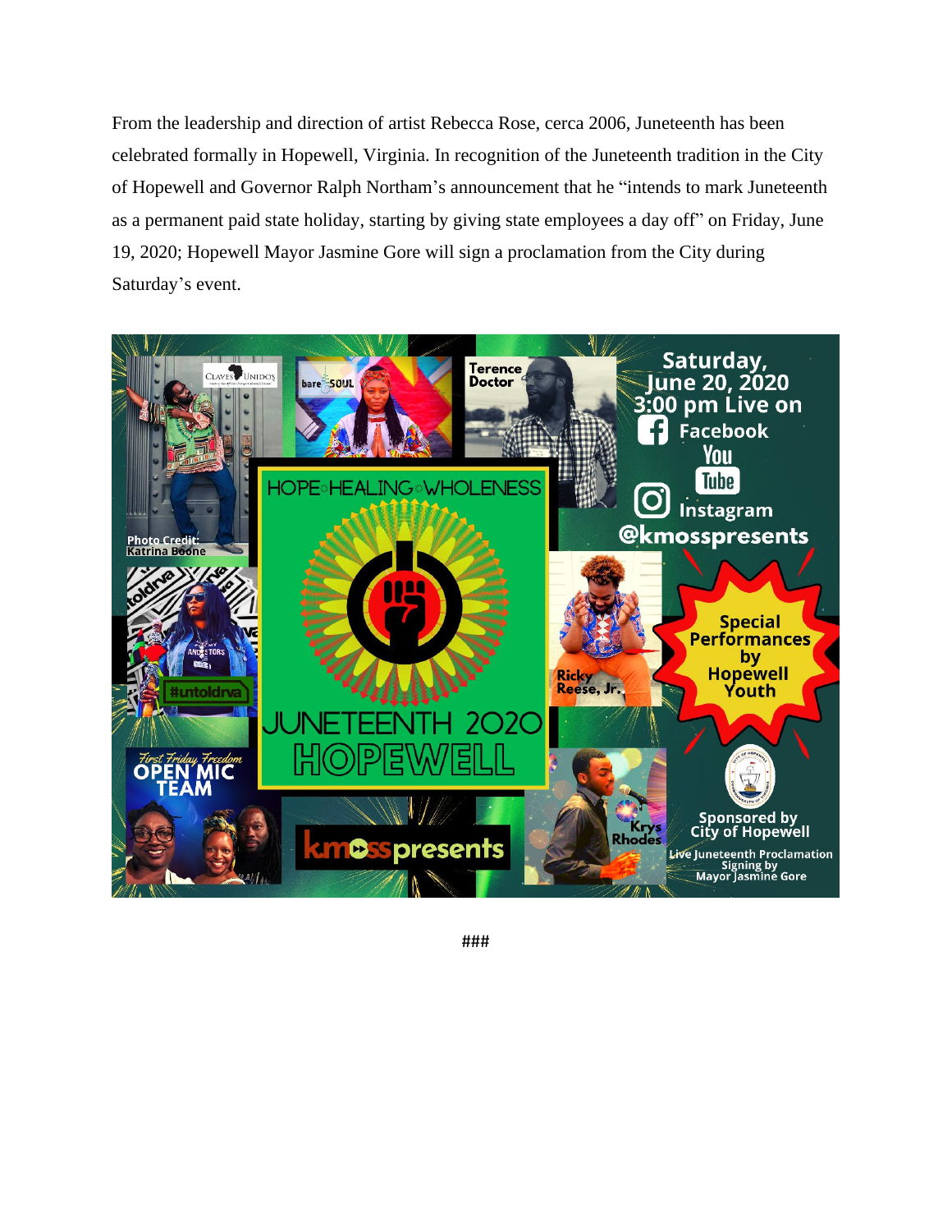From the leadership and direction of artist Rebecca Rose, cerca 2006, Juneteenth has been celebrated formally in Hopewell, Virginia. In recognition of the Juneteenth tradition in the City of Hopewell and Governor Ralph Northam's announcement that he "intends to mark Juneteenth as a permanent paid state holiday, starting by giving state employees a day off" on Friday, June 19, 2020; Hopewell Mayor Jasmine Gore will sign a proclamation from the City during Saturday's event.

Claves Unidos

bare SOUL

Terence Doctor

Photo Credit: Katrina Boone

HOPE HEALING WHOLENESS

JUNETEENTH 2020

HOPEWELL

Saturday, June 20, 2020

3:00 pm Live on

Facebook

YouTube

Instagram

@kmosspresents

#untoldrva

Ricky Reese, Jr.

Special Performances by Hopewell Youth

First Friday Freedom

OPEN MIC TEAM

kmoss presents

Krys Rhodes

Sponsored by City of Hopewell

Live Juneteenth Proclamation Signing by Mayor Jasmine Gore

###